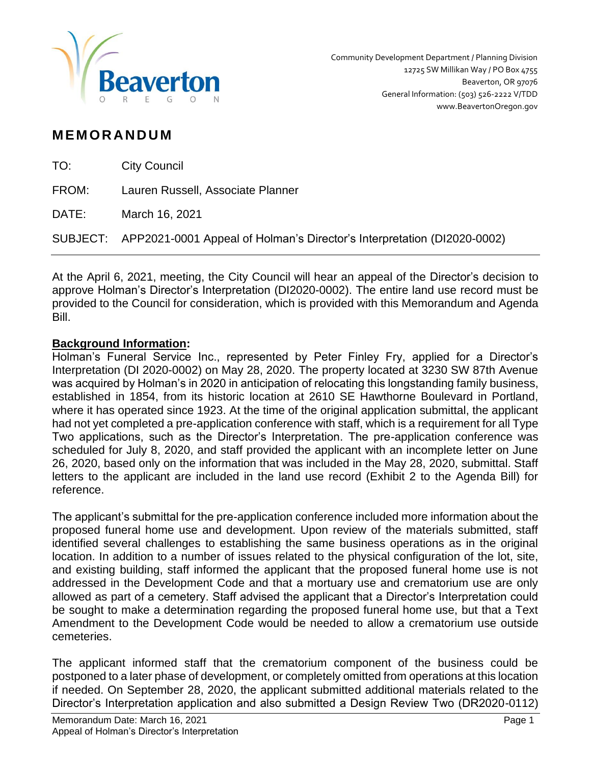Community Development Department / Planning Division
12725 SW Millikan Way / PO Box 4755
Beaverton, OR 97076
General Information: (503) 526-2222 V/TDD
www.BeavertonOregon.gov

# MEMORANDUM

TO: City Council

FROM: Lauren Russell, Associate Planner

DATE: March 16, 2021

SUBJECT: APP2021-0001 Appeal of Holman's Director's Interpretation (DI2020-0002)

---

At the April 6, 2021, meeting, the City Council will hear an appeal of the Director's decision to approve Holman's Director's Interpretation (DI2020-0002). The entire land use record must be provided to the Council for consideration, which is provided with this Memorandum and Agenda Bill.

**Background Information:**
Holman's Funeral Service Inc., represented by Peter Finley Fry, applied for a Director's Interpretation (DI 2020-0002) on May 28, 2020. The property located at 3230 SW 87th Avenue was acquired by Holman's in 2020 in anticipation of relocating this longstanding family business, established in 1854, from its historic location at 2610 SE Hawthorne Boulevard in Portland, where it has operated since 1923. At the time of the original application submittal, the applicant had not yet completed a pre-application conference with staff, which is a requirement for all Type Two applications, such as the Director's Interpretation. The pre-application conference was scheduled for July 8, 2020, and staff provided the applicant with an incomplete letter on June 26, 2020, based only on the information that was included in the May 28, 2020, submittal. Staff letters to the applicant are included in the land use record (Exhibit 2 to the Agenda Bill) for reference.

The applicant's submittal for the pre-application conference included more information about the proposed funeral home use and development. Upon review of the materials submitted, staff identified several challenges to establishing the same business operations as in the original location. In addition to a number of issues related to the physical configuration of the lot, site, and existing building, staff informed the applicant that the proposed funeral home use is not addressed in the Development Code and that a mortuary use and crematorium use are only allowed as part of a cemetery. Staff advised the applicant that a Director's Interpretation could be sought to make a determination regarding the proposed funeral home use, but that a Text Amendment to the Development Code would be needed to allow a crematorium use outside cemeteries.

The applicant informed staff that the crematorium component of the business could be postponed to a later phase of development, or completely omitted from operations at this location if needed. On September 28, 2020, the applicant submitted additional materials related to the Director's Interpretation application and also submitted a Design Review Two (DR2020-0112)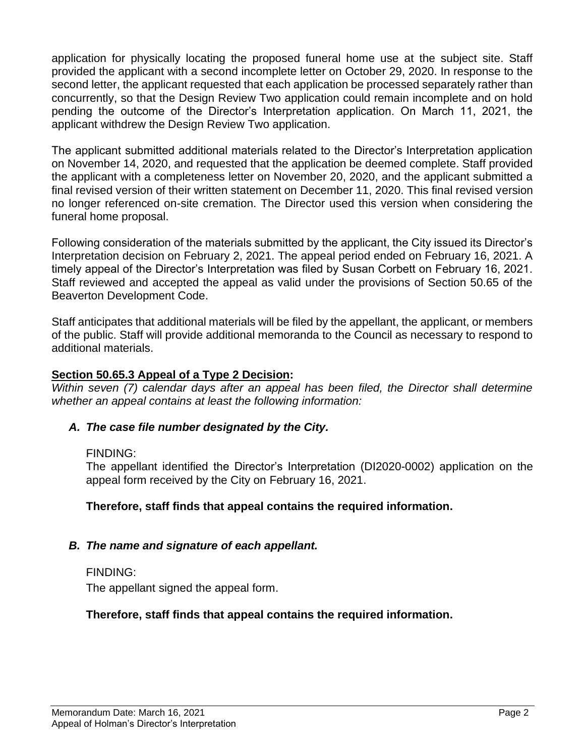application for physically locating the proposed funeral home use at the subject site. Staff provided the applicant with a second incomplete letter on October 29, 2020. In response to the second letter, the applicant requested that each application be processed separately rather than concurrently, so that the Design Review Two application could remain incomplete and on hold pending the outcome of the Director's Interpretation application. On March 11, 2021, the applicant withdrew the Design Review Two application.

The applicant submitted additional materials related to the Director's Interpretation application on November 14, 2020, and requested that the application be deemed complete. Staff provided the applicant with a completeness letter on November 20, 2020, and the applicant submitted a final revised version of their written statement on December 11, 2020. This final revised version no longer referenced on-site cremation. The Director used this version when considering the funeral home proposal.

Following consideration of the materials submitted by the applicant, the City issued its Director's Interpretation decision on February 2, 2021. The appeal period ended on February 16, 2021. A timely appeal of the Director's Interpretation was filed by Susan Corbett on February 16, 2021. Staff reviewed and accepted the appeal as valid under the provisions of Section 50.65 of the Beaverton Development Code.

Staff anticipates that additional materials will be filed by the appellant, the applicant, or members of the public. Staff will provide additional memoranda to the Council as necessary to respond to additional materials.

**Section 50.65.3 Appeal of a Type 2 Decision:**

*Within seven (7) calendar days after an appeal has been filed, the Director shall determine whether an appeal contains at least the following information:*

***A. The case file number designated by the City.***

FINDING:

The appellant identified the Director's Interpretation (DI2020-0002) application on the appeal form received by the City on February 16, 2021.

**Therefore, staff finds that appeal contains the required information.**

***B. The name and signature of each appellant.***

FINDING:

The appellant signed the appeal form.

**Therefore, staff finds that appeal contains the required information.**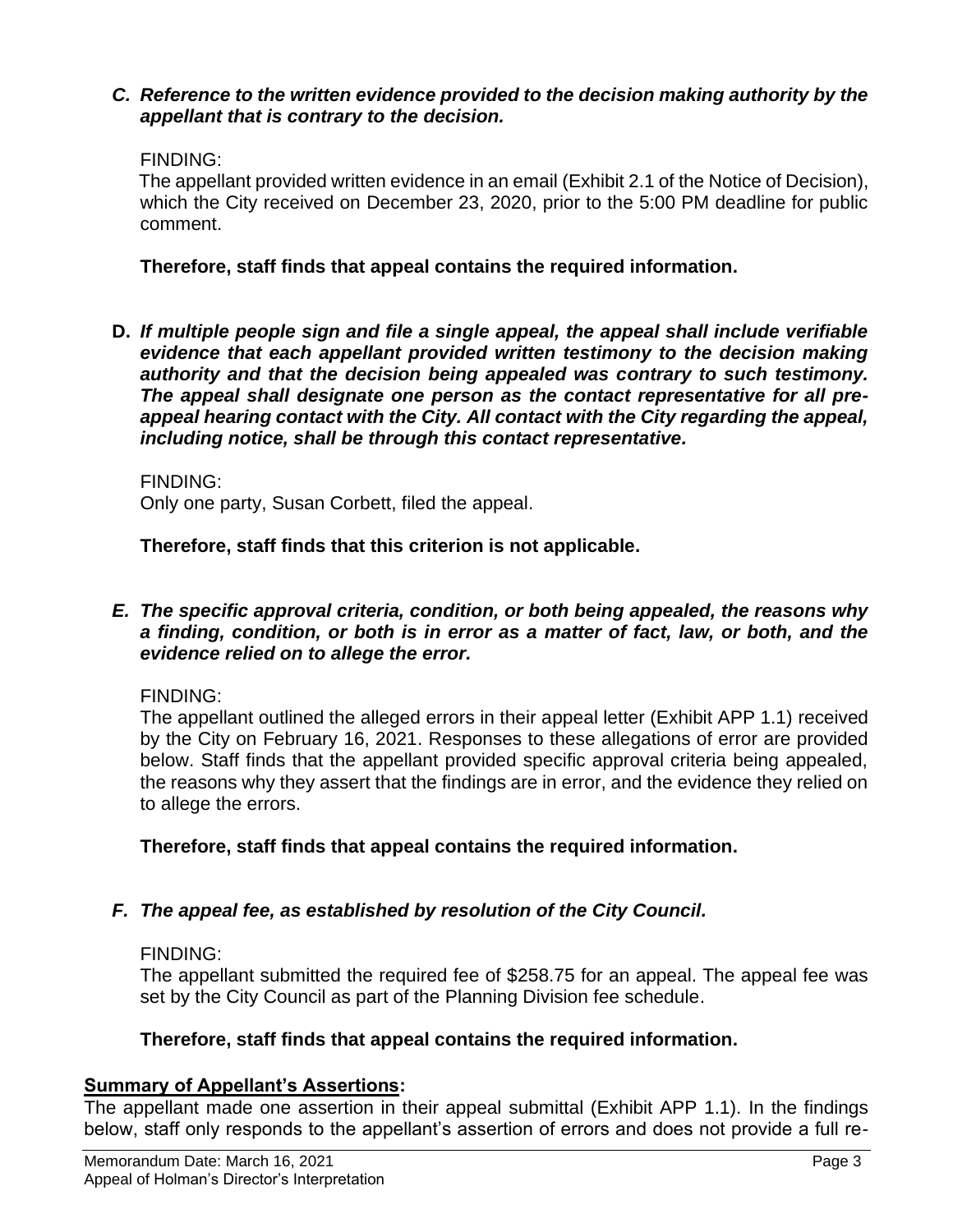***C. Reference to the written evidence provided to the decision making authority by the appellant that is contrary to the decision.***

FINDING:
The appellant provided written evidence in an email (Exhibit 2.1 of the Notice of Decision), which the City received on December 23, 2020, prior to the 5:00 PM deadline for public comment.

**Therefore, staff finds that appeal contains the required information.**

**D.** ***If multiple people sign and file a single appeal, the appeal shall include verifiable evidence that each appellant provided written testimony to the decision making authority and that the decision being appealed was contrary to such testimony. The appeal shall designate one person as the contact representative for all pre-appeal hearing contact with the City. All contact with the City regarding the appeal, including notice, shall be through this contact representative.***

FINDING:
Only one party, Susan Corbett, filed the appeal.

**Therefore, staff finds that this criterion is not applicable.**

***E. The specific approval criteria, condition, or both being appealed, the reasons why a finding, condition, or both is in error as a matter of fact, law, or both, and the evidence relied on to allege the error.***

FINDING:
The appellant outlined the alleged errors in their appeal letter (Exhibit APP 1.1) received by the City on February 16, 2021. Responses to these allegations of error are provided below. Staff finds that the appellant provided specific approval criteria being appealed, the reasons why they assert that the findings are in error, and the evidence they relied on to allege the errors.

**Therefore, staff finds that appeal contains the required information.**

***F. The appeal fee, as established by resolution of the City Council.***

FINDING:
The appellant submitted the required fee of $258.75 for an appeal. The appeal fee was set by the City Council as part of the Planning Division fee schedule.

**Therefore, staff finds that appeal contains the required information.**

**Summary of Appellant's Assertions:**

The appellant made one assertion in their appeal submittal (Exhibit APP 1.1). In the findings below, staff only responds to the appellant's assertion of errors and does not provide a full re-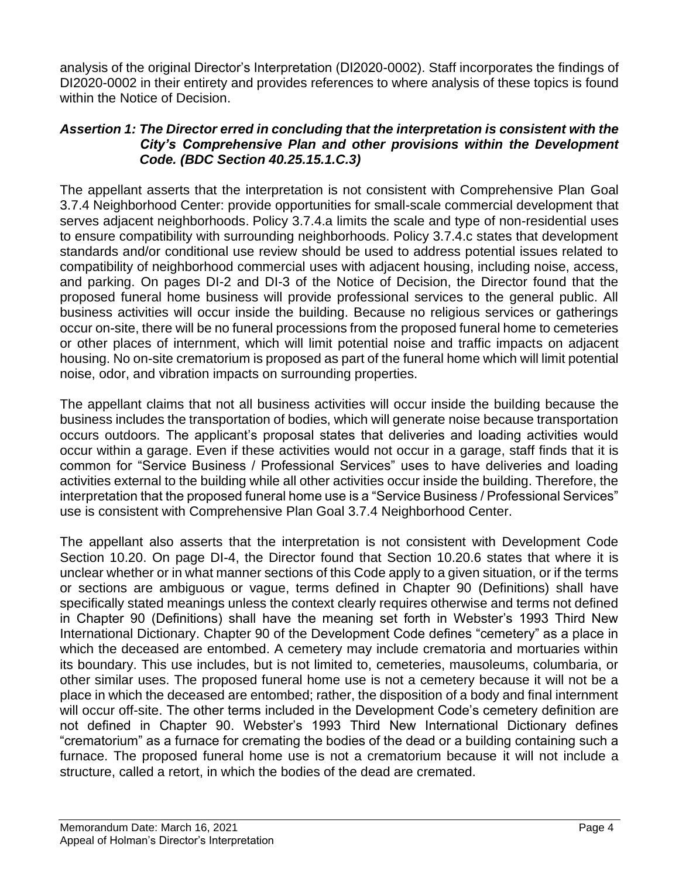analysis of the original Director's Interpretation (DI2020-0002). Staff incorporates the findings of DI2020-0002 in their entirety and provides references to where analysis of these topics is found within the Notice of Decision.

***Assertion 1: The Director erred in concluding that the interpretation is consistent with the City's Comprehensive Plan and other provisions within the Development Code. (BDC Section 40.25.15.1.C.3)***

The appellant asserts that the interpretation is not consistent with Comprehensive Plan Goal 3.7.4 Neighborhood Center: provide opportunities for small-scale commercial development that serves adjacent neighborhoods. Policy 3.7.4.a limits the scale and type of non-residential uses to ensure compatibility with surrounding neighborhoods. Policy 3.7.4.c states that development standards and/or conditional use review should be used to address potential issues related to compatibility of neighborhood commercial uses with adjacent housing, including noise, access, and parking. On pages DI-2 and DI-3 of the Notice of Decision, the Director found that the proposed funeral home business will provide professional services to the general public. All business activities will occur inside the building. Because no religious services or gatherings occur on-site, there will be no funeral processions from the proposed funeral home to cemeteries or other places of internment, which will limit potential noise and traffic impacts on adjacent housing. No on-site crematorium is proposed as part of the funeral home which will limit potential noise, odor, and vibration impacts on surrounding properties.

The appellant claims that not all business activities will occur inside the building because the business includes the transportation of bodies, which will generate noise because transportation occurs outdoors. The applicant's proposal states that deliveries and loading activities would occur within a garage. Even if these activities would not occur in a garage, staff finds that it is common for "Service Business / Professional Services" uses to have deliveries and loading activities external to the building while all other activities occur inside the building. Therefore, the interpretation that the proposed funeral home use is a "Service Business / Professional Services" use is consistent with Comprehensive Plan Goal 3.7.4 Neighborhood Center.

The appellant also asserts that the interpretation is not consistent with Development Code Section 10.20. On page DI-4, the Director found that Section 10.20.6 states that where it is unclear whether or in what manner sections of this Code apply to a given situation, or if the terms or sections are ambiguous or vague, terms defined in Chapter 90 (Definitions) shall have specifically stated meanings unless the context clearly requires otherwise and terms not defined in Chapter 90 (Definitions) shall have the meaning set forth in Webster's 1993 Third New International Dictionary. Chapter 90 of the Development Code defines "cemetery" as a place in which the deceased are entombed. A cemetery may include crematoria and mortuaries within its boundary. This use includes, but is not limited to, cemeteries, mausoleums, columbaria, or other similar uses. The proposed funeral home use is not a cemetery because it will not be a place in which the deceased are entombed; rather, the disposition of a body and final internment will occur off-site. The other terms included in the Development Code's cemetery definition are not defined in Chapter 90. Webster's 1993 Third New International Dictionary defines "crematorium" as a furnace for cremating the bodies of the dead or a building containing such a furnace. The proposed funeral home use is not a crematorium because it will not include a structure, called a retort, in which the bodies of the dead are cremated.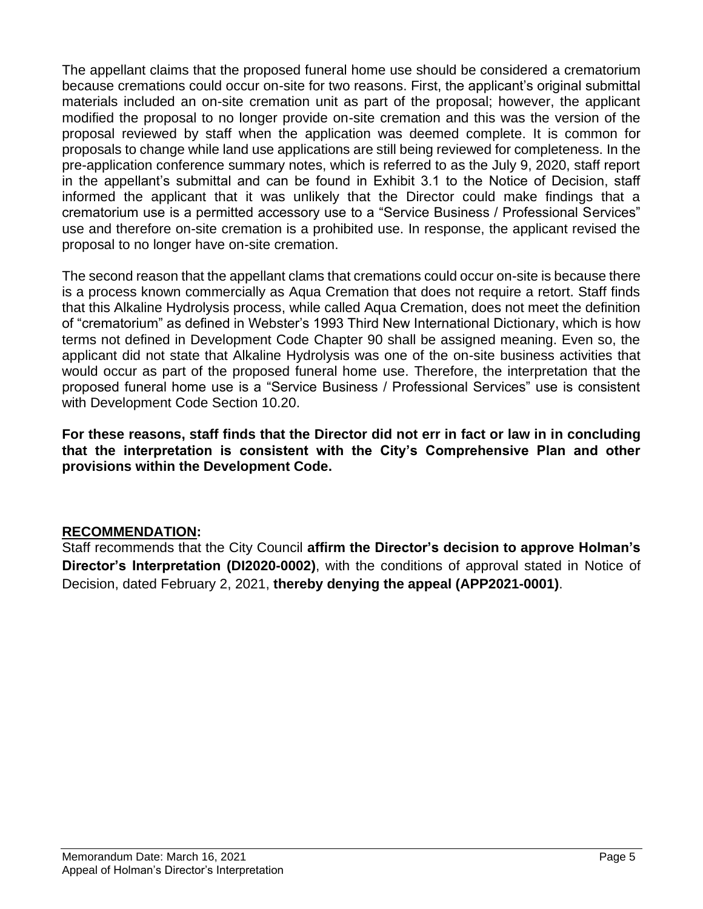The appellant claims that the proposed funeral home use should be considered a crematorium because cremations could occur on-site for two reasons. First, the applicant's original submittal materials included an on-site cremation unit as part of the proposal; however, the applicant modified the proposal to no longer provide on-site cremation and this was the version of the proposal reviewed by staff when the application was deemed complete. It is common for proposals to change while land use applications are still being reviewed for completeness. In the pre-application conference summary notes, which is referred to as the July 9, 2020, staff report in the appellant's submittal and can be found in Exhibit 3.1 to the Notice of Decision, staff informed the applicant that it was unlikely that the Director could make findings that a crematorium use is a permitted accessory use to a "Service Business / Professional Services" use and therefore on-site cremation is a prohibited use. In response, the applicant revised the proposal to no longer have on-site cremation.

The second reason that the appellant clams that cremations could occur on-site is because there is a process known commercially as Aqua Cremation that does not require a retort. Staff finds that this Alkaline Hydrolysis process, while called Aqua Cremation, does not meet the definition of "crematorium" as defined in Webster's 1993 Third New International Dictionary, which is how terms not defined in Development Code Chapter 90 shall be assigned meaning. Even so, the applicant did not state that Alkaline Hydrolysis was one of the on-site business activities that would occur as part of the proposed funeral home use. Therefore, the interpretation that the proposed funeral home use is a "Service Business / Professional Services" use is consistent with Development Code Section 10.20.

**For these reasons, staff finds that the Director did not err in fact or law in in concluding that the interpretation is consistent with the City's Comprehensive Plan and other provisions within the Development Code.**

## RECOMMENDATION:

Staff recommends that the City Council **affirm the Director's decision to approve Holman's Director's Interpretation (DI2020-0002)**, with the conditions of approval stated in Notice of Decision, dated February 2, 2021, **thereby denying the appeal (APP2021-0001)**.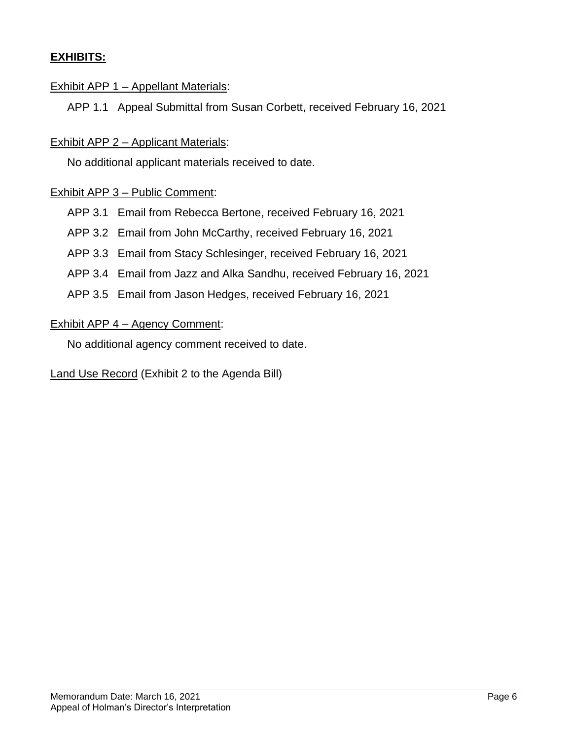**<u>EXHIBITS:</u>**

<u>Exhibit APP 1 – Appellant Materials</u>:

APP 1.1 Appeal Submittal from Susan Corbett, received February 16, 2021

<u>Exhibit APP 2 – Applicant Materials</u>:

No additional applicant materials received to date.

<u>Exhibit APP 3 – Public Comment</u>:

APP 3.1 Email from Rebecca Bertone, received February 16, 2021

APP 3.2 Email from John McCarthy, received February 16, 2021

APP 3.3 Email from Stacy Schlesinger, received February 16, 2021

APP 3.4 Email from Jazz and Alka Sandhu, received February 16, 2021

APP 3.5 Email from Jason Hedges, received February 16, 2021

<u>Exhibit APP 4 – Agency Comment</u>:

No additional agency comment received to date.

<u>Land Use Record</u> (Exhibit 2 to the Agenda Bill)